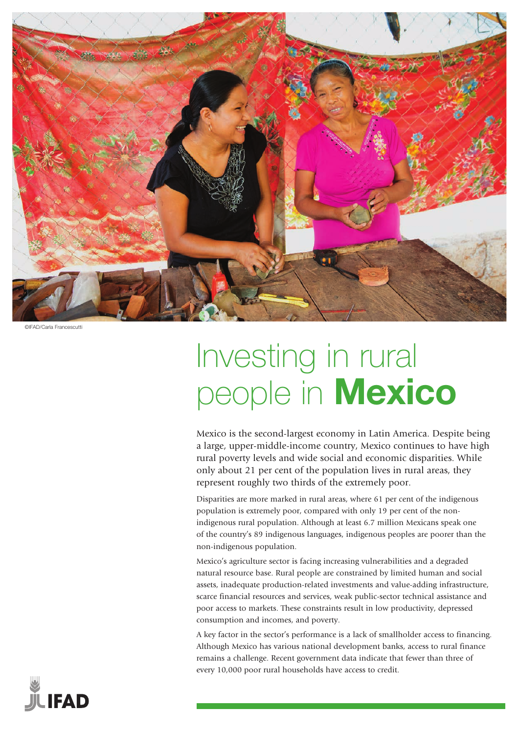©IFAD/Carla Francescutti

# Investing in rural people in **Mexico**

Mexico is the second-largest economy in Latin America. Despite being a large, upper-middle-income country, Mexico continues to have high rural poverty levels and wide social and economic disparities. While only about 21 per cent of the population lives in rural areas, they represent roughly two thirds of the extremely poor.

Disparities are more marked in rural areas, where 61 per cent of the indigenous population is extremely poor, compared with only 19 per cent of the non-indigenous rural population. Although at least 6.7 million Mexicans speak one of the country's 89 indigenous languages, indigenous peoples are poorer than the non-indigenous population.

Mexico's agriculture sector is facing increasing vulnerabilities and a degraded natural resource base. Rural people are constrained by limited human and social assets, inadequate production-related investments and value-adding infrastructure, scarce financial resources and services, weak public-sector technical assistance and poor access to markets. These constraints result in low productivity, depressed consumption and incomes, and poverty.

A key factor in the sector's performance is a lack of smallholder access to financing. Although Mexico has various national development banks, access to rural finance remains a challenge. Recent government data indicate that fewer than three of every 10,000 poor rural households have access to credit.

IFAD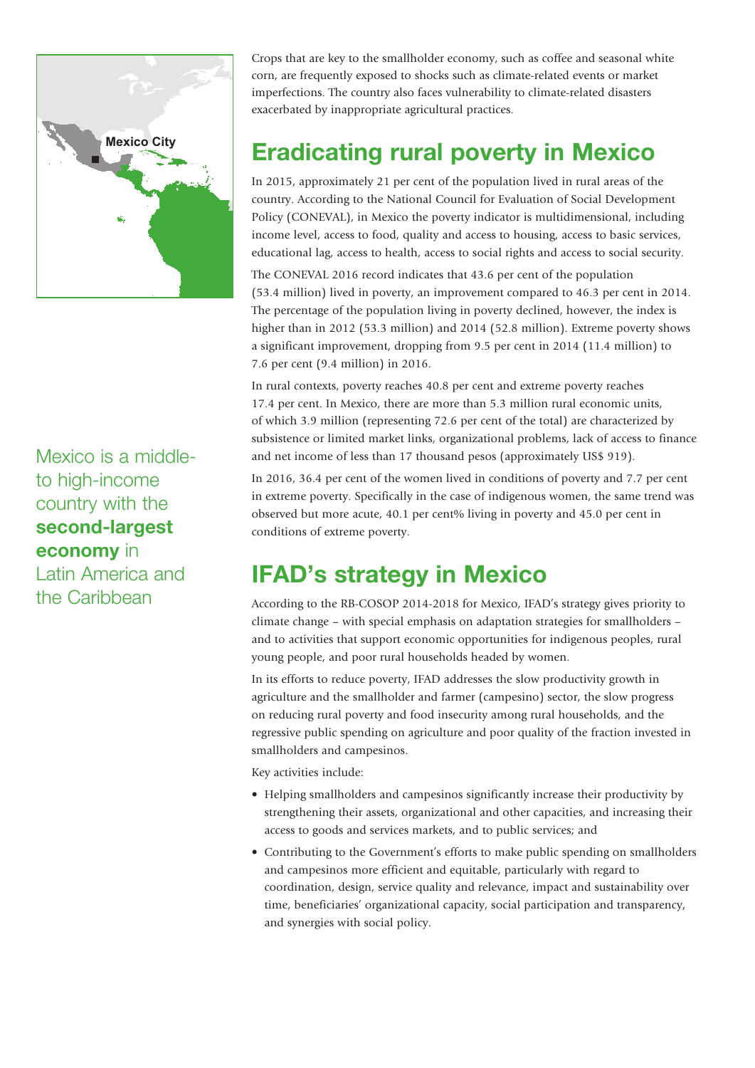Crops that are key to the smallholder economy, such as coffee and seasonal white corn, are frequently exposed to shocks such as climate-related events or market imperfections. The country also faces vulnerability to climate-related disasters exacerbated by inappropriate agricultural practices.

Mexico is a middle- to high-income country with the **second-largest economy** in Latin America and the Caribbean

## Eradicating rural poverty in Mexico

In 2015, approximately 21 per cent of the population lived in rural areas of the country. According to the National Council for Evaluation of Social Development Policy (CONEVAL), in Mexico the poverty indicator is multidimensional, including income level, access to food, quality and access to housing, access to basic services, educational lag, access to health, access to social rights and access to social security.

The CONEVAL 2016 record indicates that 43.6 per cent of the population (53.4 million) lived in poverty, an improvement compared to 46.3 per cent in 2014. The percentage of the population living in poverty declined, however, the index is higher than in 2012 (53.3 million) and 2014 (52.8 million). Extreme poverty shows a significant improvement, dropping from 9.5 per cent in 2014 (11.4 million) to 7.6 per cent (9.4 million) in 2016.

In rural contexts, poverty reaches 40.8 per cent and extreme poverty reaches 17.4 per cent. In Mexico, there are more than 5.3 million rural economic units, of which 3.9 million (representing 72.6 per cent of the total) are characterized by subsistence or limited market links, organizational problems, lack of access to finance and net income of less than 17 thousand pesos (approximately US$ 919).

In 2016, 36.4 per cent of the women lived in conditions of poverty and 7.7 per cent in extreme poverty. Specifically in the case of indigenous women, the same trend was observed but more acute, 40.1 per cent% living in poverty and 45.0 per cent in conditions of extreme poverty.

## IFAD's strategy in Mexico

According to the RB-COSOP 2014-2018 for Mexico, IFAD's strategy gives priority to climate change – with special emphasis on adaptation strategies for smallholders – and to activities that support economic opportunities for indigenous peoples, rural young people, and poor rural households headed by women.

In its efforts to reduce poverty, IFAD addresses the slow productivity growth in agriculture and the smallholder and farmer (campesino) sector, the slow progress on reducing rural poverty and food insecurity among rural households, and the regressive public spending on agriculture and poor quality of the fraction invested in smallholders and campesinos.

Key activities include:

- Helping smallholders and campesinos significantly increase their productivity by strengthening their assets, organizational and other capacities, and increasing their access to goods and services markets, and to public services; and
- Contributing to the Government's efforts to make public spending on smallholders and campesinos more efficient and equitable, particularly with regard to coordination, design, service quality and relevance, impact and sustainability over time, beneficiaries' organizational capacity, social participation and transparency, and synergies with social policy.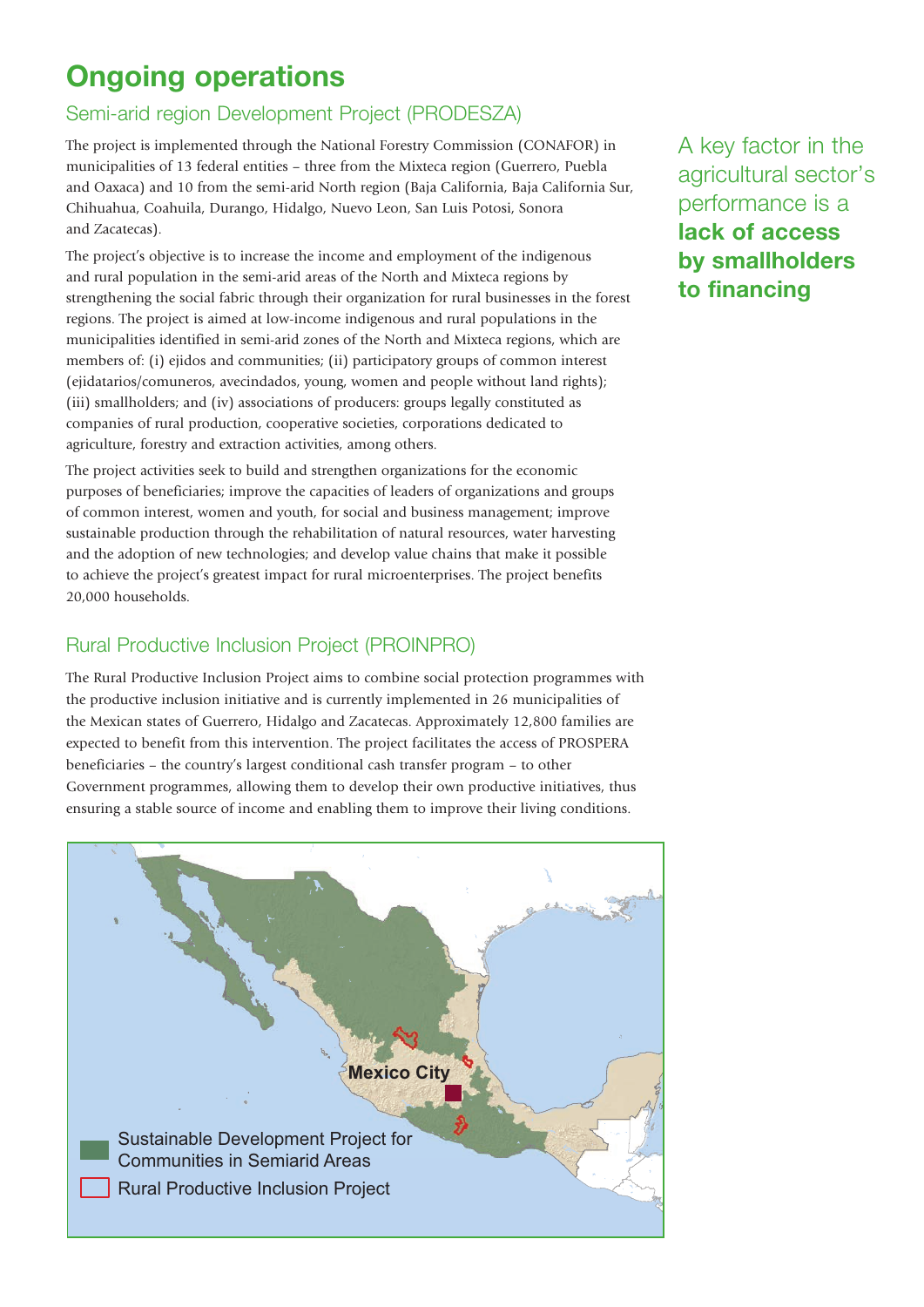# Ongoing operations

## Semi-arid region Development Project (PRODESZA)

The project is implemented through the National Forestry Commission (CONAFOR) in municipalities of 13 federal entities – three from the Mixteca region (Guerrero, Puebla and Oaxaca) and 10 from the semi-arid North region (Baja California, Baja California Sur, Chihuahua, Coahuila, Durango, Hidalgo, Nuevo Leon, San Luis Potosi, Sonora and Zacatecas).

The project's objective is to increase the income and employment of the indigenous and rural population in the semi-arid areas of the North and Mixteca regions by strengthening the social fabric through their organization for rural businesses in the forest regions. The project is aimed at low-income indigenous and rural populations in the municipalities identified in semi-arid zones of the North and Mixteca regions, which are members of: (i) ejidos and communities; (ii) participatory groups of common interest (ejidatarios/comuneros, avecindados, young, women and people without land rights); (iii) smallholders; and (iv) associations of producers: groups legally constituted as companies of rural production, cooperative societies, corporations dedicated to agriculture, forestry and extraction activities, among others.

The project activities seek to build and strengthen organizations for the economic purposes of beneficiaries; improve the capacities of leaders of organizations and groups of common interest, women and youth, for social and business management; improve sustainable production through the rehabilitation of natural resources, water harvesting and the adoption of new technologies; and develop value chains that make it possible to achieve the project's greatest impact for rural microenterprises. The project benefits 20,000 households.

A key factor in the agricultural sector's performance is a **lack of access by smallholders to financing**

## Rural Productive Inclusion Project (PROINPRO)

The Rural Productive Inclusion Project aims to combine social protection programmes with the productive inclusion initiative and is currently implemented in 26 municipalities of the Mexican states of Guerrero, Hidalgo and Zacatecas. Approximately 12,800 families are expected to benefit from this intervention. The project facilitates the access of PROSPERA beneficiaries – the country's largest conditional cash transfer program – to other Government programmes, allowing them to develop their own productive initiatives, thus ensuring a stable source of income and enabling them to improve their living conditions.

Mexico City

Sustainable Development Project for Communities in Semiarid Areas

Rural Productive Inclusion Project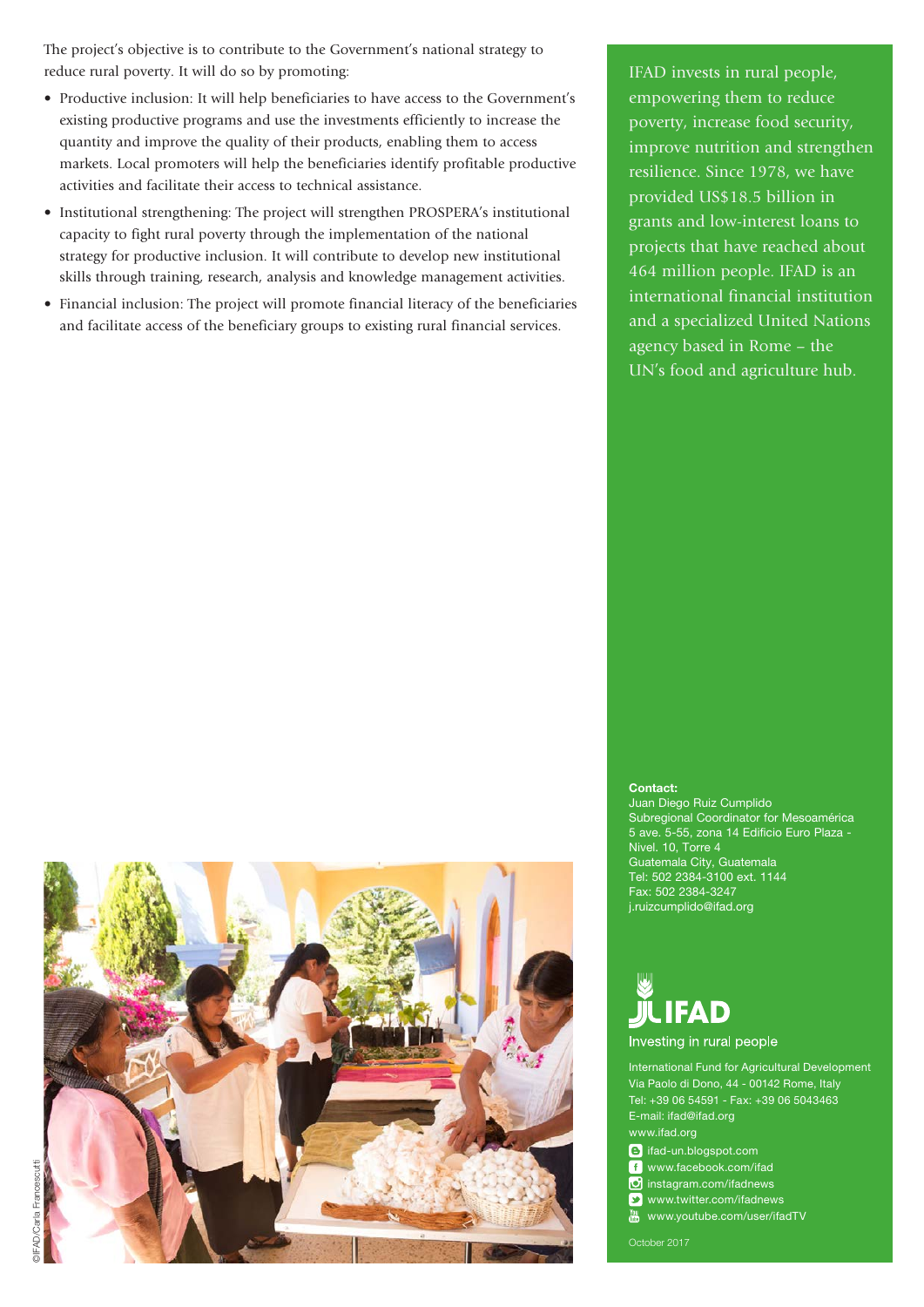The project's objective is to contribute to the Government's national strategy to reduce rural poverty. It will do so by promoting:

- Productive inclusion: It will help beneficiaries to have access to the Government's existing productive programs and use the investments efficiently to increase the quantity and improve the quality of their products, enabling them to access markets. Local promoters will help the beneficiaries identify profitable productive activities and facilitate their access to technical assistance.
- Institutional strengthening: The project will strengthen PROSPERA's institutional capacity to fight rural poverty through the implementation of the national strategy for productive inclusion. It will contribute to develop new institutional skills through training, research, analysis and knowledge management activities.
- Financial inclusion: The project will promote financial literacy of the beneficiaries and facilitate access of the beneficiary groups to existing rural financial services.

©IFAD/Carla Francescutti

IFAD invests in rural people, empowering them to reduce poverty, increase food security, improve nutrition and strengthen resilience. Since 1978, we have provided US$18.5 billion in grants and low-interest loans to projects that have reached about 464 million people. IFAD is an international financial institution and a specialized United Nations agency based in Rome – the UN's food and agriculture hub.

**Contact:**
Juan Diego Ruiz Cumplido
Subregional Coordinator for Mesoamérica
5 ave. 5-55, zona 14 Edificio Euro Plaza - Nivel. 10, Torre 4
Guatemala City, Guatemala
Tel: 502 2384-3100 ext. 1144
Fax: 502 2384-3247
j.ruizcumplido@ifad.org

IFAD
Investing in rural people

International Fund for Agricultural Development
Via Paolo di Dono, 44 - 00142 Rome, Italy
Tel: +39 06 54591 - Fax: +39 06 5043463
E-mail: ifad@ifad.org
www.ifad.org
ifad-un.blogspot.com
www.facebook.com/ifad
instagram.com/ifadnews
www.twitter.com/ifadnews
www.youtube.com/user/ifadTV

October 2017